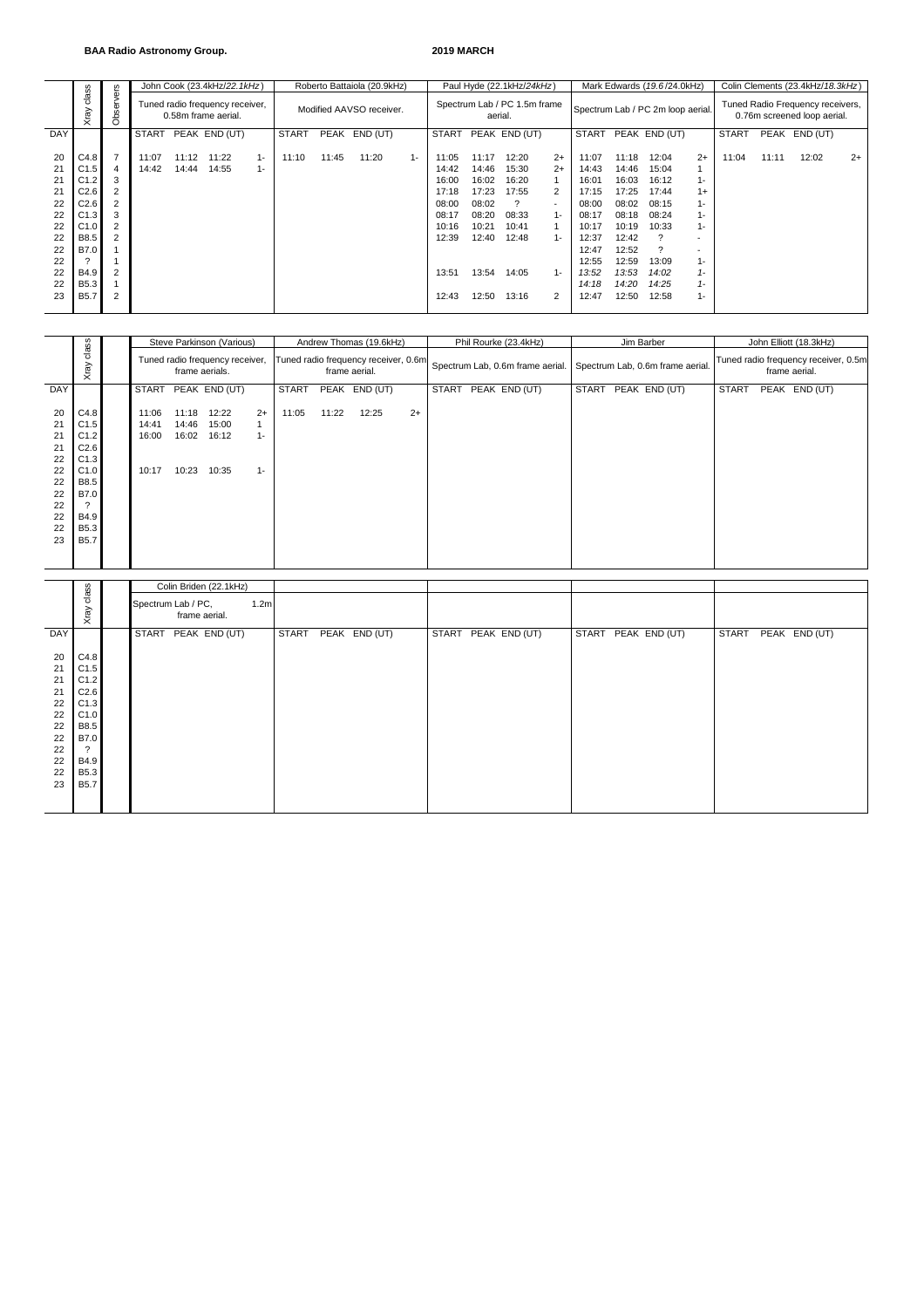**BAA Radio Astronomy Group.** **2019 MARCH**

| DAY | Xray class | Observers | John Cook (23.4kHz/*22.1kHz*) Tuned radio frequency receiver, 0.58m frame aerial. START | PEAK | END (UT) | | Roberto Battaiola (20.9kHz) Modified AAVSO receiver. START | PEAK | END (UT) | | Paul Hyde (22.1kHz/*24kHz*) Spectrum Lab / PC 1.5m frame aerial. START | PEAK | END (UT) | | Mark Edwards (*19.6*/24.0kHz) Spectrum Lab / PC 2m loop aerial. START | PEAK | END (UT) | | Colin Clements (23.4kHz/*18.3kHz*) Tuned Radio Frequency receivers, 0.76m screened loop aerial. START | PEAK | END (UT) | |
|---|---|---|---|---|---|---|---|---|---|---|---|---|---|---|---|---|---|---|---|---|---|---|
| 20 | C4.8 | 7 | 11:07 | 11:12 | 11:22 | 1- | 11:10 | 11:45 | 11:20 | 1- | 11:05 | 11:17 | 12:20 | 2+ | 11:07 | 11:18 | 12:04 | 2+ | 11:04 | 11:11 | 12:02 | 2+ |
| 21 | C1.5 | 4 | 14:42 | 14:44 | 14:55 | 1- | | | | | 14:42 | 14:46 | 15:30 | 2+ | 14:43 | 14:46 | 15:04 | 1 | | | | |
| 21 | C1.2 | 3 | | | | | | | | | 16:00 | 16:02 | 16:20 | 1 | 16:01 | 16:03 | 16:12 | 1- | | | | |
| 21 | C2.6 | 2 | | | | | | | | | 17:18 | 17:23 | 17:55 | 2 | 17:15 | 17:25 | 17:44 | 1+ | | | | |
| 22 | C2.6 | 2 | | | | | | | | | 08:00 | 08:02 | ? | - | 08:00 | 08:02 | 08:15 | 1- | | | | |
| 22 | C1.3 | 3 | | | | | | | | | 08:17 | 08:20 | 08:33 | 1- | 08:17 | 08:18 | 08:24 | 1- | | | | |
| 22 | C1.0 | 2 | | | | | | | | | 10:16 | 10:21 | 10:41 | 1 | 10:17 | 10:19 | 10:33 | 1- | | | | |
| 22 | B8.5 | 2 | | | | | | | | | 12:39 | 12:40 | 12:48 | 1- | 12:37 | 12:42 | ? | - | | | | |
| 22 | B7.0 | 1 | | | | | | | | | | | | | 12:47 | 12:52 | ? | - | | | | |
| 22 | ? | 1 | | | | | | | | | | | | | 12:55 | 12:59 | 13:09 | 1- | | | | |
| 22 | B4.9 | 2 | | | | | | | | | 13:51 | 13:54 | 14:05 | 1- | *13:52* | *13:53* | *14:02* | *1-* | | | | |
| 22 | B5.3 | 1 | | | | | | | | | | | | | *14:18* | *14:20* | *14:25* | *1-* | | | | |
| 23 | B5.7 | 2 | | | | | | | | | 12:43 | 12:50 | 13:16 | 2 | 12:47 | 12:50 | 12:58 | 1- | | | | |

| DAY | Xray class | | Steve Parkinson (Various) Tuned radio frequency receiver, frame aerials. START | PEAK | END (UT) | | Andrew Thomas (19.6kHz) Tuned radio frequency receiver, 0.6m frame aerial. START | PEAK | END (UT) | | Phil Rourke (23.4kHz) Spectrum Lab, 0.6m frame aerial. START | PEAK | END (UT) | Jim Barber Spectrum Lab, 0.6m frame aerial. START | PEAK | END (UT) | John Elliott (18.3kHz) Tuned radio frequency receiver, 0.5m frame aerial. START | PEAK | END (UT) |
|---|---|---|---|---|---|---|---|---|---|---|---|---|---|---|---|---|---|---|---|
| 20 | C4.8 | | 11:06 | 11:18 | 12:22 | 2+ | 11:05 | 11:22 | 12:25 | 2+ | | | | | | | | | |
| 21 | C1.5 | | 14:41 | 14:46 | 15:00 | 1 | | | | | | | | | | | | | |
| 21 | C1.2 | | 16:00 | 16:02 | 16:12 | 1- | | | | | | | | | | | | | |
| 21 | C2.6 | | | | | | | | | | | | | | | | | | |
| 22 | C1.3 | | | | | | | | | | | | | | | | | | |
| 22 | C1.0 | | 10:17 | 10:23 | 10:35 | 1- | | | | | | | | | | | | | |
| 22 | B8.5 | | | | | | | | | | | | | | | | | | |
| 22 | B7.0 | | | | | | | | | | | | | | | | | | |
| 22 | ? | | | | | | | | | | | | | | | | | | |
| 22 | B4.9 | | | | | | | | | | | | | | | | | | |
| 22 | B5.3 | | | | | | | | | | | | | | | | | | |
| 23 | B5.7 | | | | | | | | | | | | | | | | | | |

| DAY | Xray class | | Colin Briden (22.1kHz) Spectrum Lab / PC, 1.2m frame aerial. START | PEAK | END (UT) | START | PEAK | END (UT) | START | PEAK | END (UT) | START | PEAK | END (UT) | START | PEAK | END (UT) |
|---|---|---|---|---|---|---|---|---|---|---|---|---|---|---|---|---|---|
| 20 | C4.8 | | | | | | | | | | | | | | | | |
| 21 | C1.5 | | | | | | | | | | | | | | | | |
| 21 | C1.2 | | | | | | | | | | | | | | | | |
| 21 | C2.6 | | | | | | | | | | | | | | | | |
| 22 | C1.3 | | | | | | | | | | | | | | | | |
| 22 | C1.0 | | | | | | | | | | | | | | | | |
| 22 | B8.5 | | | | | | | | | | | | | | | | |
| 22 | B7.0 | | | | | | | | | | | | | | | | |
| 22 | ? | | | | | | | | | | | | | | | | |
| 22 | B4.9 | | | | | | | | | | | | | | | | |
| 22 | B5.3 | | | | | | | | | | | | | | | | |
| 23 | B5.7 | | | | | | | | | | | | | | | | |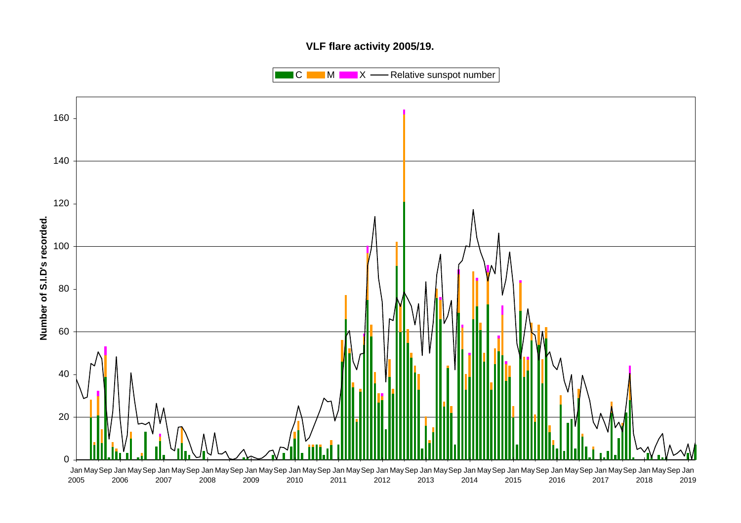**VLF flare activity 2005/19.**

Legend: C, M, X, Relative sunspot number

Y-axis: Number of S.I.D's recorded. (0–160)

X-axis: Jan 2005 – Jan 2019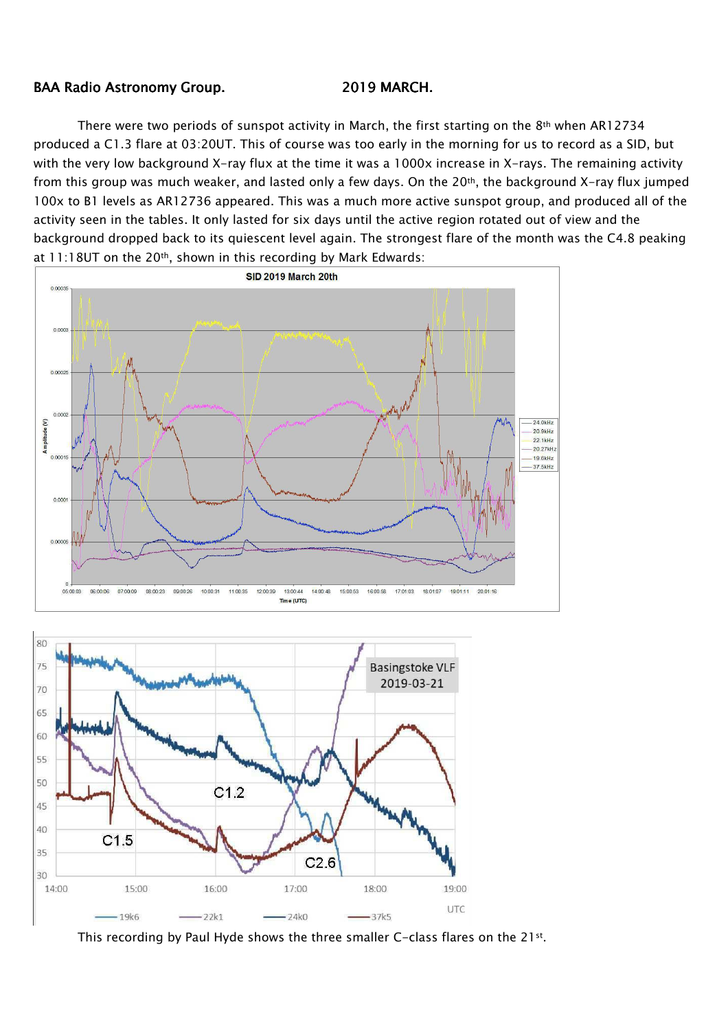BAA Radio Astronomy Group. 2019 MARCH.

There were two periods of sunspot activity in March, the first starting on the 8th when AR12734 produced a C1.3 flare at 03:20UT. This of course was too early in the morning for us to record as a SID, but with the very low background X-ray flux at the time it was a 1000x increase in X-rays. The remaining activity from this group was much weaker, and lasted only a few days. On the 20th, the background X-ray flux jumped 100x to B1 levels as AR12736 appeared. This was a much more active sunspot group, and produced all of the activity seen in the tables. It only lasted for six days until the active region rotated out of view and the background dropped back to its quiescent level again. The strongest flare of the month was the C4.8 peaking at 11:18UT on the 20th, shown in this recording by Mark Edwards:

This recording by Paul Hyde shows the three smaller C-class flares on the 21st.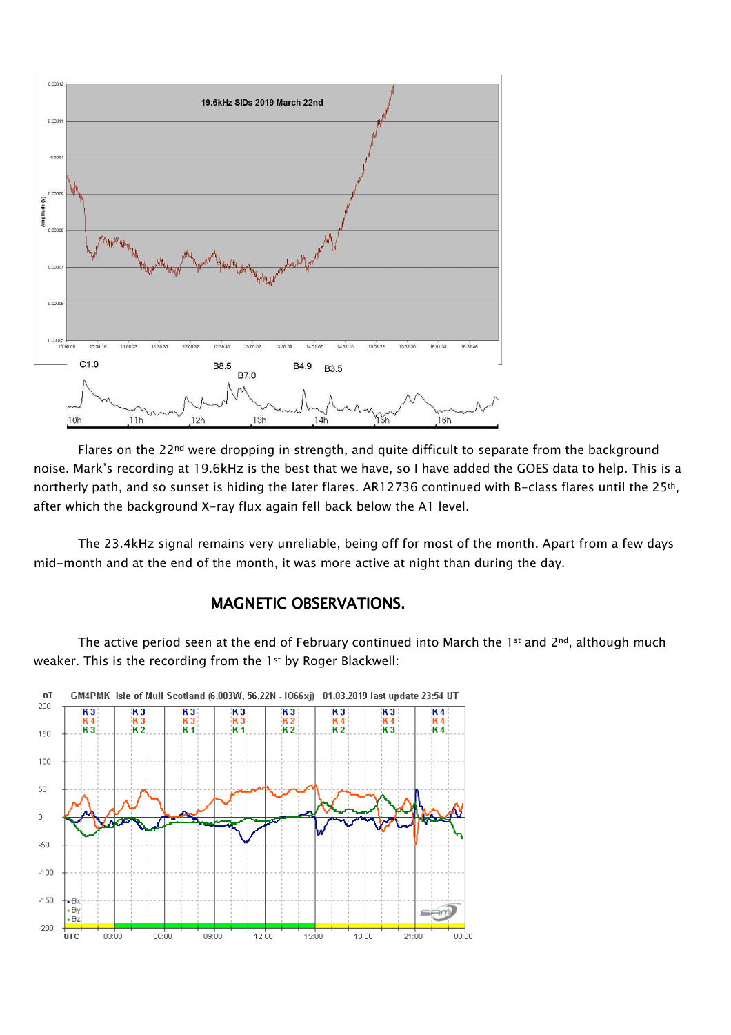Flares on the 22nd were dropping in strength, and quite difficult to separate from the background noise. Mark's recording at 19.6kHz is the best that we have, so I have added the GOES data to help. This is a northerly path, and so sunset is hiding the later flares. AR12736 continued with B-class flares until the 25th, after which the background X-ray flux again fell back below the A1 level.

The 23.4kHz signal remains very unreliable, being off for most of the month. Apart from a few days mid-month and at the end of the month, it was more active at night than during the day.

## MAGNETIC OBSERVATIONS.

The active period seen at the end of February continued into March the 1st and 2nd, although much weaker. This is the recording from the 1st by Roger Blackwell: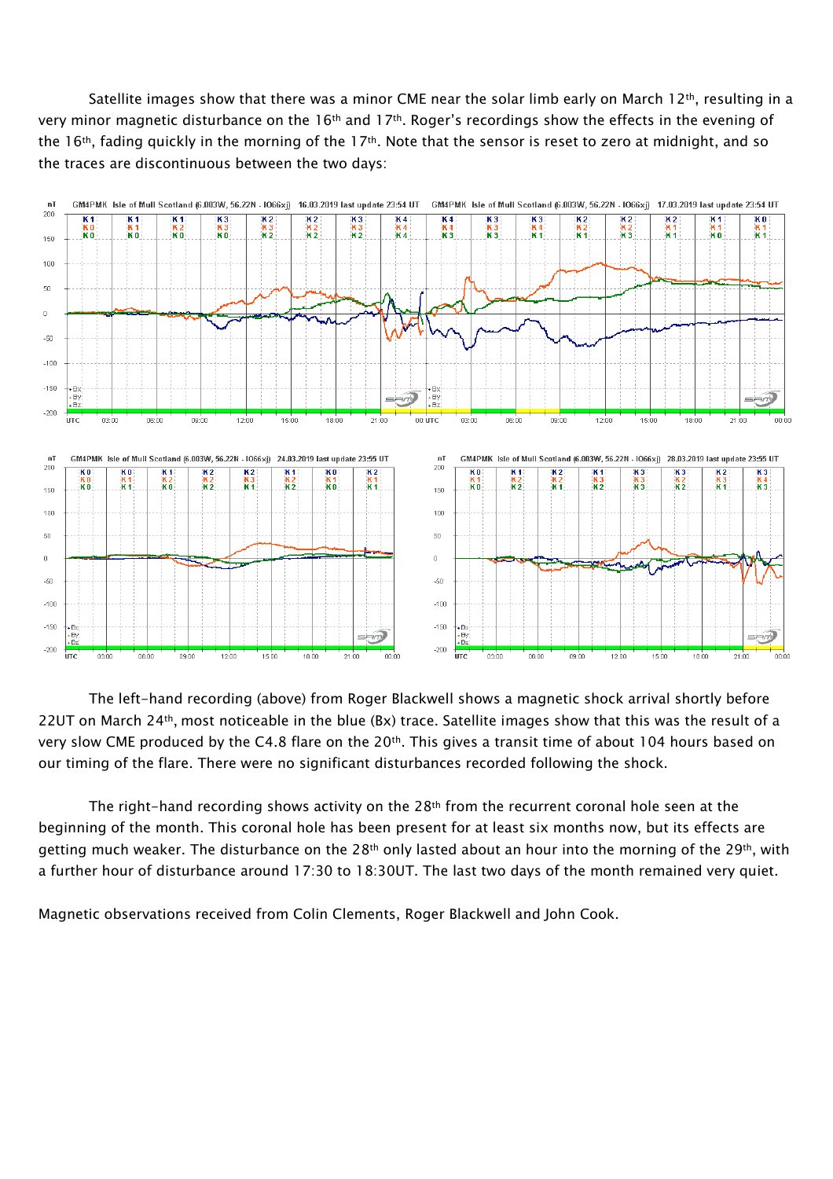Satellite images show that there was a minor CME near the solar limb early on March 12th, resulting in a very minor magnetic disturbance on the 16th and 17th. Roger's recordings show the effects in the evening of the 16th, fading quickly in the morning of the 17th. Note that the sensor is reset to zero at midnight, and so the traces are discontinuous between the two days:

The left-hand recording (above) from Roger Blackwell shows a magnetic shock arrival shortly before 22UT on March 24th, most noticeable in the blue (Bx) trace. Satellite images show that this was the result of a very slow CME produced by the C4.8 flare on the 20th. This gives a transit time of about 104 hours based on our timing of the flare. There were no significant disturbances recorded following the shock.

The right-hand recording shows activity on the 28th from the recurrent coronal hole seen at the beginning of the month. This coronal hole has been present for at least six months now, but its effects are getting much weaker. The disturbance on the 28th only lasted about an hour into the morning of the 29th, with a further hour of disturbance around 17:30 to 18:30UT. The last two days of the month remained very quiet.

Magnetic observations received from Colin Clements, Roger Blackwell and John Cook.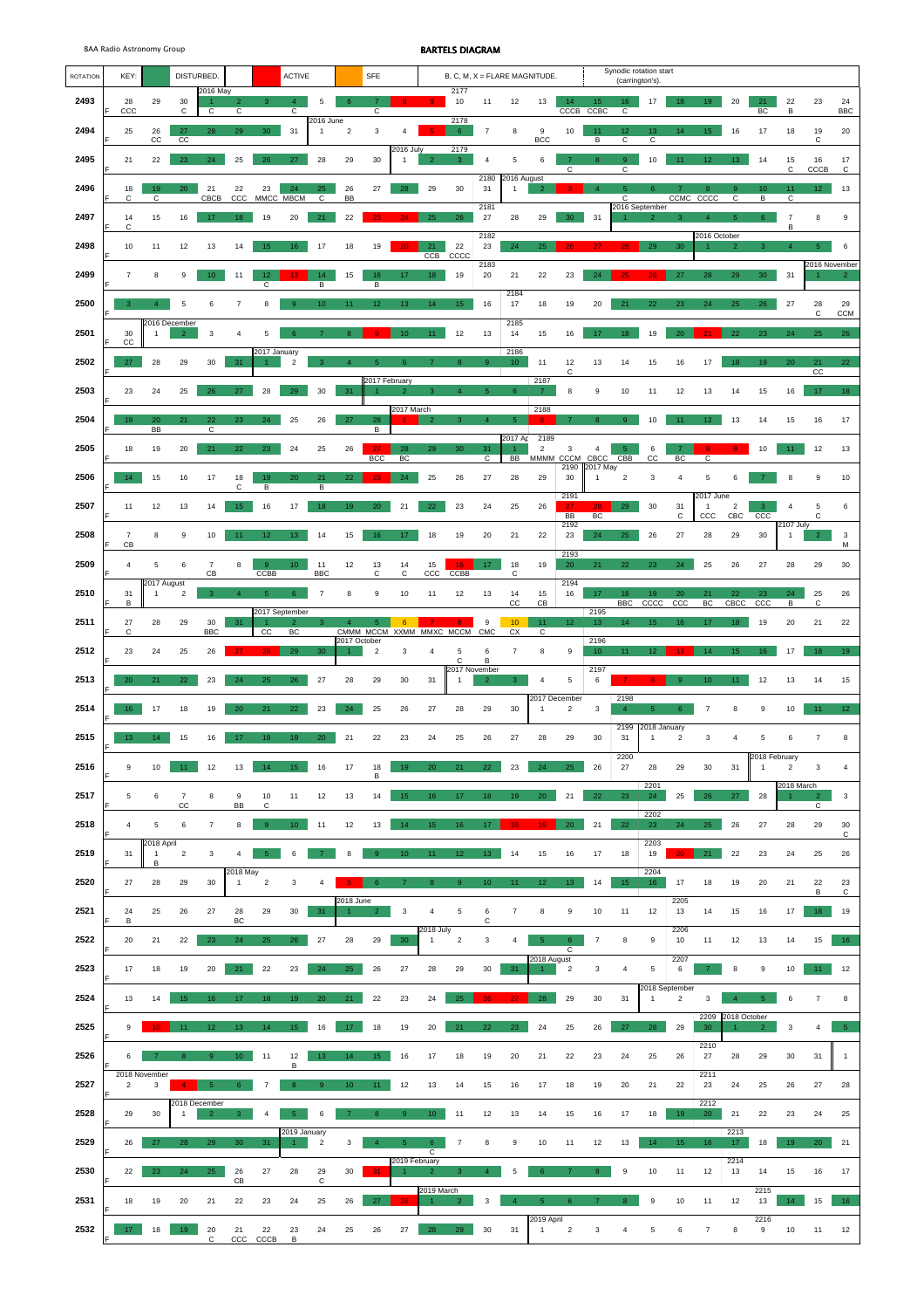BAA Radio Astronomy Group

# BARTELS DIAGRAM

KEY: DISTURBED. ACTIVE SFE — B, C, M, X = FLARE MAGNITUDE. — Synodic rotation start (carrington's).

| ROTATION | | | | | | | | | | | | | | | | | | | | | | | | | | | |
|---|---|---|---|---|---|---|---|---|---|---|---|---|---|---|---|---|---|---|---|---|---|---|---|---|---|---|---|
| 2493 | 28 CCC | 29 | 30 C | 2016 May 1 C | 2 C | 3 | 4 C | 5 | 6 | 7 C | 8 | 9 | 2177 10 | 11 | 12 | 13 | 14 CCCB | 15 CCBC | 16 C | 17 | 18 | 19 | 20 | 21 BC | 22 B | 23 | 24 BBC |
| 2494 | 25 | 26 CC | 27 CC | 28 | 29 | 30 | 31 | 2016 June 1 | 2 | 3 | 4 | 5 | 2178 6 | 7 | 8 | 9 BCC | 10 | 11 B | 12 C | 13 C | 14 | 15 | 16 | 17 | 18 | 19 C | 20 |
| 2495 | 21 | 22 | 23 | 24 | 25 | 26 | 27 | 28 | 29 | 30 | 2016 July 1 | 2 | 2179 3 | 4 | 5 | 6 | 7 C | 8 | 9 C | 10 | 11 | 12 | 13 | 14 | 15 C | 16 CCCB | 17 C |
| 2496 | 18 C | 19 C | 20 | 21 CBCB | 22 CCC | 23 MMCC | 24 MBCM | 25 C | 26 BB | 27 | 28 | 29 | 30 | 2180 31 | 2016 August 1 | 2 | 3 | 4 | 5 C | 6 | 7 CCMC | 8 CCCC | 9 C | 10 B | 11 C | 12 | 13 C |
| 2497 | 14 C | 15 | 16 | 17 | 18 | 19 | 20 | 21 | 22 | 23 | 24 | 25 | 26 | 2181 27 | 28 | 29 | 30 | 31 | 2016 September 1 | 2 | 3 | 4 | 5 | 6 | 7 B | 8 | 9 |
| 2498 | 10 | 11 | 12 | 13 | 14 | 15 | 16 | 17 | 18 | 19 | 20 | 21 CCB | 22 CCCC | 2182 23 | 24 | 25 | 26 | 27 | 28 | 29 | 30 | 2016 October 1 | 2 | 3 | 4 | 5 | 6 |
| 2499 | 7 | 8 | 9 | 10 | 11 | 12 C | 13 | 14 B | 15 | 16 B | 17 | 18 | 19 | 2183 20 | 21 | 22 | 23 | 24 | 25 | 26 | 27 | 28 | 29 | 30 | 31 | 2016 November 1 | 2 |
| 2500 | 3 | 4 | 5 | 6 | 7 | 8 | 9 | 10 | 11 | 12 | 13 | 14 | 15 | 16 | 2184 17 | 18 | 19 | 20 | 21 | 22 | 23 | 24 | 25 | 26 | 27 | 28 C | 29 CCM |
| 2501 | 30 CC | 2016 December 1 | 2 | 3 | 4 | 5 | 6 | 7 | 8 | 9 | 10 | 11 | 12 | 13 | 2185 14 | 15 | 16 | 17 | 18 | 19 | 20 | 21 | 22 | 23 | 24 | 25 | 26 |
| 2502 | 27 | 28 | 29 | 30 | 31 | 2017 January 1 | 2 | 3 | 4 | 5 | 6 | 7 | 8 | 9 | 2186 10 | 11 | 12 C | 13 | 14 | 15 | 16 | 17 | 18 | 19 | 20 | 21 CC | 22 |
| 2503 | 23 | 24 | 25 | 26 | 27 | 28 | 29 | 30 | 31 | 2017 February 1 | 2 | 3 | 4 | 5 | 6 | 2187 7 | 8 | 9 | 10 | 11 | 12 | 13 | 14 | 15 | 16 | 17 | 18 |
| 2504 | 19 | 20 BB | 21 | 22 C | 23 | 24 | 25 | 26 | 27 | 28 B | 2017 March 1 | 2 | 3 | 4 | 5 | 2188 6 | 7 | 8 | 9 | 10 | 11 | 12 | 13 | 14 | 15 | 16 | 17 |
| 2505 | 18 | 19 | 20 | 21 | 22 | 23 | 24 | 25 | 26 | 27 BCC | 28 BC | 29 | 30 | 31 C | 2017 Ap 1 BB | 2189 2 MMMM | 3 CCCM | 4 CBCC | 5 CBB | 6 CC | 7 BC | 8 C | 9 | 10 | 11 | 12 | 13 |
| 2506 | 14 | 15 | 16 | 17 | 18 C | 19 B | 20 | 21 B | 22 | 23 | 24 | 25 | 26 | 27 | 28 | 29 | 2190 30 | 2017 May 1 | 2 | 3 | 4 | 5 | 6 | 7 | 8 | 9 | 10 |
| 2507 | 11 | 12 | 13 | 14 | 15 | 16 | 17 | 18 | 19 | 20 | 21 | 22 | 23 | 24 | 25 | 26 | 2191 27 BB | 28 BC | 29 | 30 | 31 C | 2017 June 1 CCC | 2 CBC | 3 CCC | 4 | 5 C | 6 |
| 2508 | 7 CB | 8 | 9 | 10 | 11 | 12 | 13 | 14 | 15 | 16 | 17 | 18 | 19 | 20 | 21 | 22 | 2192 23 | 24 | 25 | 26 | 27 | 28 | 29 | 30 | 2107 July 1 | 2 | 3 M |
| 2509 | 4 | 5 | 6 | 7 CB | 8 | 9 CCBB | 10 | 11 BBC | 12 | 13 C | 14 C | 15 CCC | 16 CCBB | 17 | 18 C | 19 | 2193 20 | 21 | 22 | 23 | 24 | 25 | 26 | 27 | 28 | 29 | 30 |
| 2510 | 31 B | 2017 August 1 | 2 | 3 | 4 | 5 | 6 | 7 | 8 | 9 | 10 | 11 | 12 | 13 | 14 CC | 15 CB | 2194 16 | 17 | 18 BBC | 19 CCCC | 20 CCC | 21 BC | 22 CBCC | 23 CCC | 24 B | 25 C | 26 |
| 2511 | 27 C | 28 | 29 | 30 BBC | 31 | 2017 September 1 CC | 2 BC | 3 | 4 CMMM | 5 MCCM | 6 XXMM | 7 MMXC | 8 MCCM | 9 CMC | 10 CX | 11 C | 12 | 2195 13 | 14 | 15 | 16 | 17 | 18 | 19 | 20 | 21 | 22 |
| 2512 | 23 | 24 | 25 | 26 | 27 | 28 | 29 | 30 | 2017 October 1 | 2 | 3 | 4 | 5 C | 6 B | 7 | 8 | 9 | 2196 10 | 11 | 12 | 13 | 14 | 15 | 16 | 17 | 18 | 19 |
| 2513 | 20 | 21 | 22 | 23 | 24 | 25 | 26 | 27 | 28 | 29 | 30 | 31 | 2017 November 1 | 2 | 3 | 4 | 5 | 2197 6 | 7 | 8 | 9 | 10 | 11 | 12 | 13 | 14 | 15 |
| 2514 | 16 | 17 | 18 | 19 | 20 | 21 | 22 | 23 | 24 | 25 | 26 | 27 | 28 | 29 | 30 | 2017 December 1 | 2 | 3 | 2198 4 | 5 | 6 | 7 | 8 | 9 | 10 | 11 | 12 |
| 2515 | 13 | 14 | 15 | 16 | 17 | 18 | 19 | 20 | 21 | 22 | 23 | 24 | 25 | 26 | 27 | 28 | 29 | 30 | 2199 31 | 2018 January 1 | 2 | 3 | 4 | 5 | 6 | 7 | 8 |
| 2516 | 9 | 10 | 11 | 12 | 13 | 14 | 15 | 16 | 17 | 18 B | 19 | 20 | 21 | 22 | 23 | 24 | 25 | 26 | 2200 27 | 28 | 29 | 30 | 31 | 2018 February 1 | 2 | 3 | 4 |
| 2517 | 5 | 6 | 7 CC | 8 | 9 BB | 10 C | 11 | 12 | 13 | 14 | 15 | 16 | 17 | 18 | 19 | 20 | 21 | 22 | 23 | 2201 24 | 25 | 26 | 27 | 28 | 2018 March 1 | 2 C | 3 |
| 2518 | 4 | 5 | 6 | 7 | 8 | 9 | 10 | 11 | 12 | 13 | 14 | 15 | 16 | 17 | 18 | 19 | 20 | 21 | 22 | 2202 23 | 24 | 25 | 26 | 27 | 28 | 29 | 30 C |
| 2519 | 31 | 2018 April 1 B | 2 | 3 | 4 | 5 | 6 | 7 | 8 | 9 | 10 | 11 | 12 | 13 | 14 | 15 | 16 | 17 | 18 | 2203 19 | 20 | 21 | 22 | 23 | 24 | 25 | 26 |
| 2520 | 27 | 28 | 29 | 30 | 2018 May 1 | 2 | 3 | 4 | 5 | 6 | 7 | 8 | 9 | 10 | 11 | 12 | 13 | 14 | 15 | 2204 16 | 17 | 18 | 19 | 20 | 21 | 22 B | 23 C |
| 2521 | 24 B | 25 | 26 | 27 | 28 BC | 29 | 30 | 31 | 2018 June 1 | 2 | 3 | 4 | 5 | 6 C | 7 | 8 | 9 | 10 | 11 | 12 | 2205 13 | 14 | 15 | 16 | 17 | 18 | 19 |
| 2522 | 20 | 21 | 22 | 23 | 24 | 25 | 26 | 27 | 28 | 29 | 30 | 2018 July 1 | 2 | 3 | 4 | 5 | 6 C | 7 | 8 | 9 | 2206 10 | 11 | 12 | 13 | 14 | 15 | 16 |
| 2523 | 17 | 18 | 19 | 20 | 21 | 22 | 23 | 24 | 25 | 26 | 27 | 28 | 29 | 30 | 31 | 2018 August 1 | 2 | 3 | 4 | 5 | 2207 6 | 7 | 8 | 9 | 10 | 11 | 12 |
| 2524 | 13 | 14 | 15 | 16 | 17 | 18 | 19 | 20 | 21 | 22 | 23 | 24 | 25 | 26 | 27 | 28 | 29 | 30 | 31 | 2018 September 1 | 2 | 3 | 4 | 5 | 6 | 7 | 8 |
| 2525 | 9 | 10 | 11 | 12 | 13 | 14 | 15 | 16 | 17 | 18 | 19 | 20 | 21 | 22 | 23 | 24 | 25 | 26 | 27 | 28 | 29 | 2209 30 | 2018 October 1 | 2 | 3 | 4 | 5 |
| 2526 | 6 | 7 | 8 | 9 | 10 | 11 | 12 B | 13 | 14 | 15 | 16 | 17 | 18 | 19 | 20 | 21 | 22 | 23 | 24 | 25 | 26 | 2210 27 | 28 | 29 | 30 | 31 | 1 |
| 2527 | 2018 November 2 | 3 | 4 | 5 | 6 | 7 | 8 | 9 | 10 | 11 | 12 | 13 | 14 | 15 | 16 | 17 | 18 | 19 | 20 | 21 | 22 | 2211 23 | 24 | 25 | 26 | 27 | 28 |
| 2528 | 29 | 30 | 2018 December 1 | 2 | 3 | 4 | 5 | 6 | 7 | 8 | 9 | 10 | 11 | 12 | 13 | 14 | 15 | 16 | 17 | 18 | 19 | 2212 20 | 21 | 22 | 23 | 24 | 25 |
| 2529 | 26 | 27 | 28 | 29 | 30 | 31 | 2019 January 1 | 2 | 3 | 4 | 5 | 6 C | 7 | 8 | 9 | 10 | 11 | 12 | 13 | 14 | 15 | 16 | 2213 17 | 18 | 19 | 20 | 21 |
| 2530 | 22 | 23 | 24 | 25 | 26 CB | 27 | 28 | 29 C | 30 | 31 | 2019 February 1 | 2 | 3 | 4 | 5 | 6 | 7 | 8 | 9 | 10 | 11 | 12 | 2214 13 | 14 | 15 | 16 | 17 |
| 2531 | 18 | 19 | 20 | 21 | 22 | 23 | 24 | 25 | 26 | 27 | 28 | 2019 March 1 | 2 | 3 | 4 | 5 | 6 | 7 | 8 | 9 | 10 | 11 | 12 | 2215 13 | 14 | 15 | 16 |
| 2532 | 17 | 18 | 19 | 20 C | 21 CCC | 22 CCCB | 23 B | 24 | 25 | 26 | 27 | 28 | 29 | 30 | 31 | 2019 April 1 | 2 | 3 | 4 | 5 | 6 | 7 | 8 | 2216 9 | 10 | 11 | 12 |